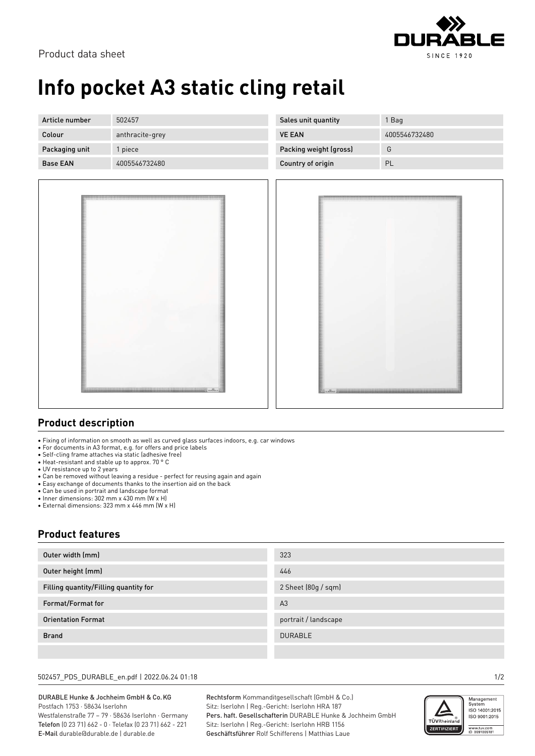Product data sheet

# Info pocket A3 static cling retail

| Article number | 502457 | Sales unit quantity | 1 Bag |
|---|---|---|---|
| Colour | anthracite-grey | VE EAN | 4005546732480 |
| Packaging unit | 1 piece | Packing weight (gross) | G |
| Base EAN | 4005546732480 | Country of origin | PL |

## Product description

- Fixing of information on smooth as well as curved glass surfaces indoors, e.g. car windows
- For documents in A3 format, e.g. for offers and price labels
- Self-cling frame attaches via static (adhesive free)
- Heat-resistant and stable up to approx. 70 ° C
- UV resistance up to 2 years
- Can be removed without leaving a residue - perfect for reusing again and again
- Easy exchange of documents thanks to the insertion aid on the back
- Can be used in portrait and landscape format
- Inner dimensions: 302 mm x 430 mm (W x H)
- External dimensions: 323 mm x 446 mm (W x H)

## Product features

| | |
|---|---|
| Outer width (mm) | 323 |
| Outer height (mm) | 446 |
| Filling quantity/Filling quantity for | 2 Sheet (80g / sqm) |
| Format/Format for | A3 |
| Orientation Format | portrait / landscape |
| Brand | DURABLE |
| | |

502457_PDS_DURABLE_en.pdf | 2022.06.24 01:18

DURABLE Hunke & Jochheim GmbH & Co.KG
Postfach 1753 · 58634 Iserlohn
Westfalenstraße 77 – 79 · 58636 Iserlohn · Germany
Telefon (0 23 71) 662 - 0 · Telefax (0 23 71) 662 - 221
E-Mail durable@durable.de | durable.de

Rechtsform Kommanditgesellschaft (GmbH & Co.)
Sitz: Iserlohn | Reg.-Gericht: Iserlohn HRA 187
Pers. haft. Gesellschafterin DURABLE Hunke & Jochheim GmbH
Sitz: Iserlohn | Reg.-Gericht: Iserlohn HRB 1156
Geschäftsführer Rolf Schifferens | Matthias Laue

Management System ISO 14001:2015 ISO 9001:2015
www.tuv.com ID 0091006181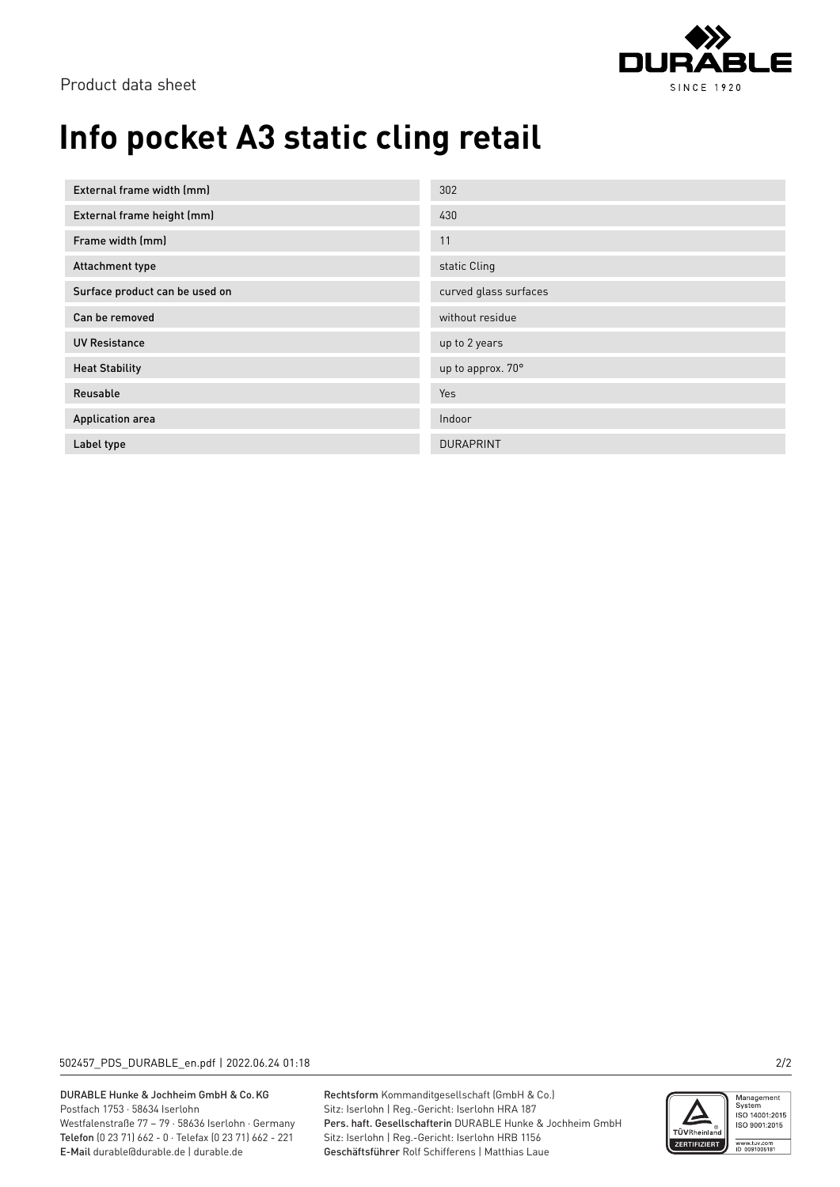Product data sheet

# Info pocket A3 static cling retail

| | |
|---|---|
| External frame width (mm) | 302 |
| External frame height (mm) | 430 |
| Frame width (mm) | 11 |
| Attachment type | static Cling |
| Surface product can be used on | curved glass surfaces |
| Can be removed | without residue |
| UV Resistance | up to 2 years |
| Heat Stability | up to approx. 70° |
| Reusable | Yes |
| Application area | Indoor |
| Label type | DURAPRINT |

502457_PDS_DURABLE_en.pdf | 2022.06.24 01:18

**DURABLE Hunke & Jochheim GmbH & Co. KG**
Postfach 1753 · 58634 Iserlohn
Westfalenstraße 77 – 79 · 58636 Iserlohn · Germany
**Telefon** (0 23 71) 662 - 0 · Telefax (0 23 71) 662 - 221
**E-Mail** durable@durable.de | durable.de

**Rechtsform** Kommanditgesellschaft (GmbH & Co.)
Sitz: Iserlohn | Reg.-Gericht: Iserlohn HRA 187
**Pers. haft. Gesellschafterin** DURABLE Hunke & Jochheim GmbH
Sitz: Iserlohn | Reg.-Gericht: Iserlohn HRB 1156
**Geschäftsführer** Rolf Schifferens | Matthias Laue

TÜVRheinland ZERTIFIZIERT
Management System ISO 14001:2015 ISO 9001:2015
www.tuv.com ID 0091005181